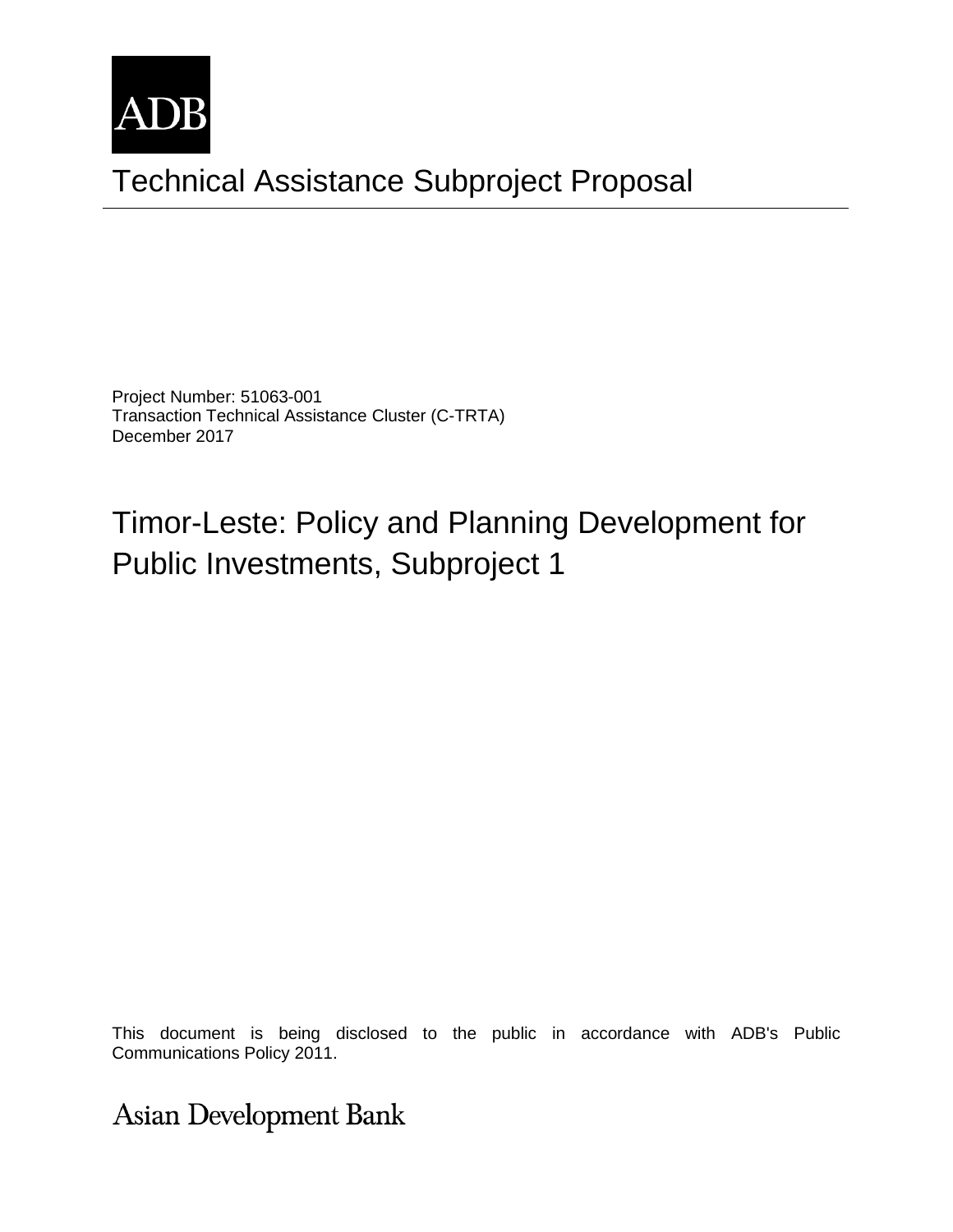ADB

# Technical Assistance Subproject Proposal

Project Number: 51063-001
Transaction Technical Assistance Cluster (C-TRTA)
December 2017

## Timor-Leste: Policy and Planning Development for Public Investments, Subproject 1

This document is being disclosed to the public in accordance with ADB's Public Communications Policy 2011.

Asian Development Bank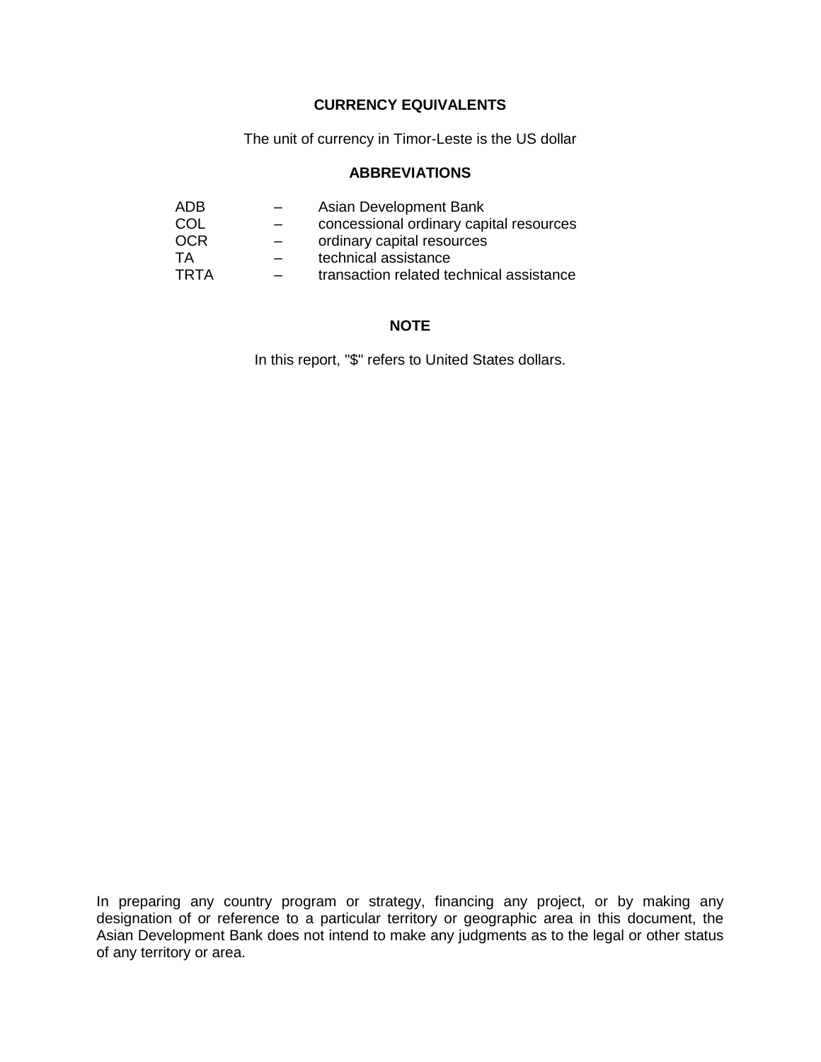## CURRENCY EQUIVALENTS

The unit of currency in Timor-Leste is the US dollar

## ABBREVIATIONS

| | | |
|---|---|---|
| ADB | – | Asian Development Bank |
| COL | – | concessional ordinary capital resources |
| OCR | – | ordinary capital resources |
| TA | – | technical assistance |
| TRTA | – | transaction related technical assistance |

## NOTE

In this report, "$" refers to United States dollars.

In preparing any country program or strategy, financing any project, or by making any designation of or reference to a particular territory or geographic area in this document, the Asian Development Bank does not intend to make any judgments as to the legal or other status of any territory or area.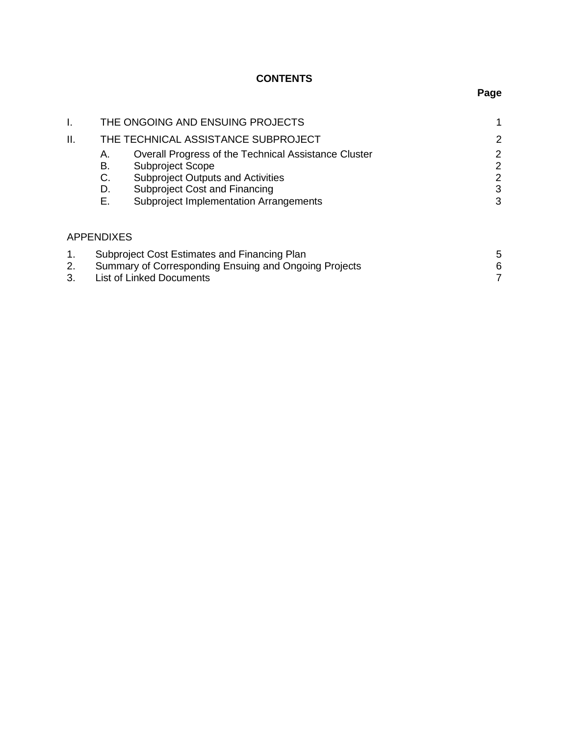**CONTENTS**

| | | Page |
|---|---|---|
| I. | THE ONGOING AND ENSUING PROJECTS | 1 |
| II. | THE TECHNICAL ASSISTANCE SUBPROJECT | 2 |
| | A. Overall Progress of the Technical Assistance Cluster | 2 |
| | B. Subproject Scope | 2 |
| | C. Subproject Outputs and Activities | 2 |
| | D. Subproject Cost and Financing | 3 |
| | E. Subproject Implementation Arrangements | 3 |

APPENDIXES

| | | |
|---|---|---|
| 1. | Subproject Cost Estimates and Financing Plan | 5 |
| 2. | Summary of Corresponding Ensuing and Ongoing Projects | 6 |
| 3. | List of Linked Documents | 7 |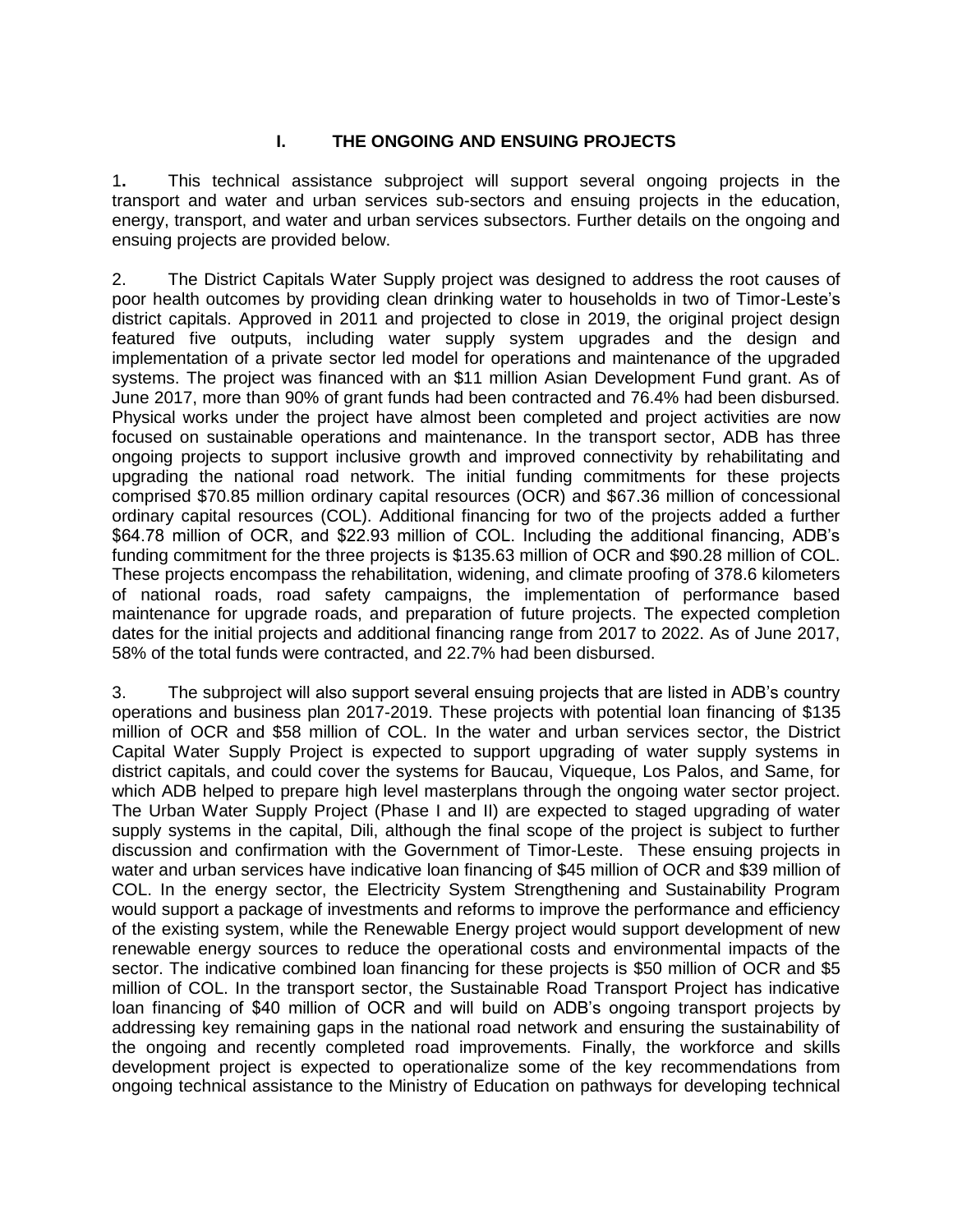# I. THE ONGOING AND ENSUING PROJECTS

1. This technical assistance subproject will support several ongoing projects in the transport and water and urban services sub-sectors and ensuing projects in the education, energy, transport, and water and urban services subsectors. Further details on the ongoing and ensuing projects are provided below.

2. The District Capitals Water Supply project was designed to address the root causes of poor health outcomes by providing clean drinking water to households in two of Timor-Leste's district capitals. Approved in 2011 and projected to close in 2019, the original project design featured five outputs, including water supply system upgrades and the design and implementation of a private sector led model for operations and maintenance of the upgraded systems. The project was financed with an $11 million Asian Development Fund grant. As of June 2017, more than 90% of grant funds had been contracted and 76.4% had been disbursed. Physical works under the project have almost been completed and project activities are now focused on sustainable operations and maintenance. In the transport sector, ADB has three ongoing projects to support inclusive growth and improved connectivity by rehabilitating and upgrading the national road network. The initial funding commitments for these projects comprised $70.85 million ordinary capital resources (OCR) and $67.36 million of concessional ordinary capital resources (COL). Additional financing for two of the projects added a further $64.78 million of OCR, and $22.93 million of COL. Including the additional financing, ADB's funding commitment for the three projects is $135.63 million of OCR and $90.28 million of COL. These projects encompass the rehabilitation, widening, and climate proofing of 378.6 kilometers of national roads, road safety campaigns, the implementation of performance based maintenance for upgrade roads, and preparation of future projects. The expected completion dates for the initial projects and additional financing range from 2017 to 2022. As of June 2017, 58% of the total funds were contracted, and 22.7% had been disbursed.

3. The subproject will also support several ensuing projects that are listed in ADB's country operations and business plan 2017-2019. These projects with potential loan financing of $135 million of OCR and $58 million of COL. In the water and urban services sector, the District Capital Water Supply Project is expected to support upgrading of water supply systems in district capitals, and could cover the systems for Baucau, Viqueque, Los Palos, and Same, for which ADB helped to prepare high level masterplans through the ongoing water sector project. The Urban Water Supply Project (Phase I and II) are expected to staged upgrading of water supply systems in the capital, Dili, although the final scope of the project is subject to further discussion and confirmation with the Government of Timor-Leste. These ensuing projects in water and urban services have indicative loan financing of $45 million of OCR and $39 million of COL. In the energy sector, the Electricity System Strengthening and Sustainability Program would support a package of investments and reforms to improve the performance and efficiency of the existing system, while the Renewable Energy project would support development of new renewable energy sources to reduce the operational costs and environmental impacts of the sector. The indicative combined loan financing for these projects is $50 million of OCR and $5 million of COL. In the transport sector, the Sustainable Road Transport Project has indicative loan financing of $40 million of OCR and will build on ADB's ongoing transport projects by addressing key remaining gaps in the national road network and ensuring the sustainability of the ongoing and recently completed road improvements. Finally, the workforce and skills development project is expected to operationalize some of the key recommendations from ongoing technical assistance to the Ministry of Education on pathways for developing technical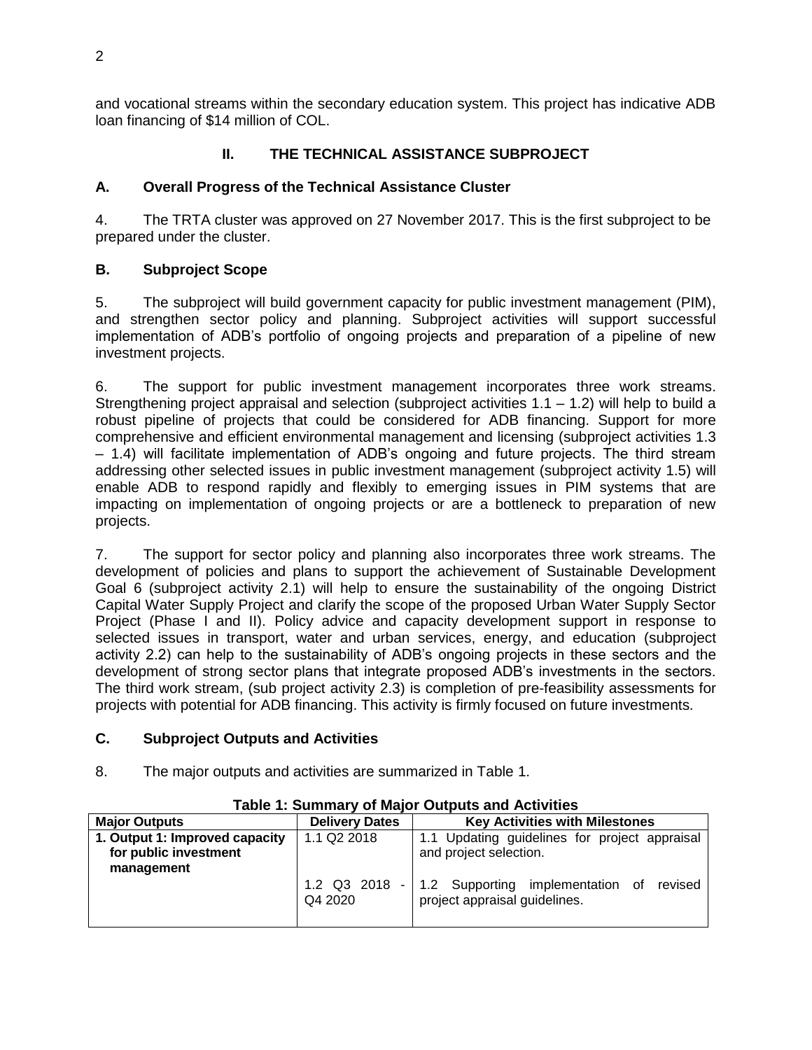and vocational streams within the secondary education system. This project has indicative ADB loan financing of $14 million of COL.

## II. THE TECHNICAL ASSISTANCE SUBPROJECT

### A. Overall Progress of the Technical Assistance Cluster

4. The TRTA cluster was approved on 27 November 2017. This is the first subproject to be prepared under the cluster.

### B. Subproject Scope

5. The subproject will build government capacity for public investment management (PIM), and strengthen sector policy and planning. Subproject activities will support successful implementation of ADB's portfolio of ongoing projects and preparation of a pipeline of new investment projects.

6. The support for public investment management incorporates three work streams. Strengthening project appraisal and selection (subproject activities 1.1 – 1.2) will help to build a robust pipeline of projects that could be considered for ADB financing. Support for more comprehensive and efficient environmental management and licensing (subproject activities 1.3 – 1.4) will facilitate implementation of ADB's ongoing and future projects. The third stream addressing other selected issues in public investment management (subproject activity 1.5) will enable ADB to respond rapidly and flexibly to emerging issues in PIM systems that are impacting on implementation of ongoing projects or are a bottleneck to preparation of new projects.

7. The support for sector policy and planning also incorporates three work streams. The development of policies and plans to support the achievement of Sustainable Development Goal 6 (subproject activity 2.1) will help to ensure the sustainability of the ongoing District Capital Water Supply Project and clarify the scope of the proposed Urban Water Supply Sector Project (Phase I and II). Policy advice and capacity development support in response to selected issues in transport, water and urban services, energy, and education (subproject activity 2.2) can help to the sustainability of ADB's ongoing projects in these sectors and the development of strong sector plans that integrate proposed ADB's investments in the sectors. The third work stream, (sub project activity 2.3) is completion of pre-feasibility assessments for projects with potential for ADB financing. This activity is firmly focused on future investments.

### C. Subproject Outputs and Activities

8. The major outputs and activities are summarized in Table 1.

**Table 1: Summary of Major Outputs and Activities**

| Major Outputs | Delivery Dates | Key Activities with Milestones |
|---|---|---|
| **1. Output 1: Improved capacity for public investment management** | 1.1 Q2 2018 | 1.1 Updating guidelines for project appraisal and project selection. |
| | 1.2 Q3 2018 - Q4 2020 | 1.2 Supporting implementation of revised project appraisal guidelines. |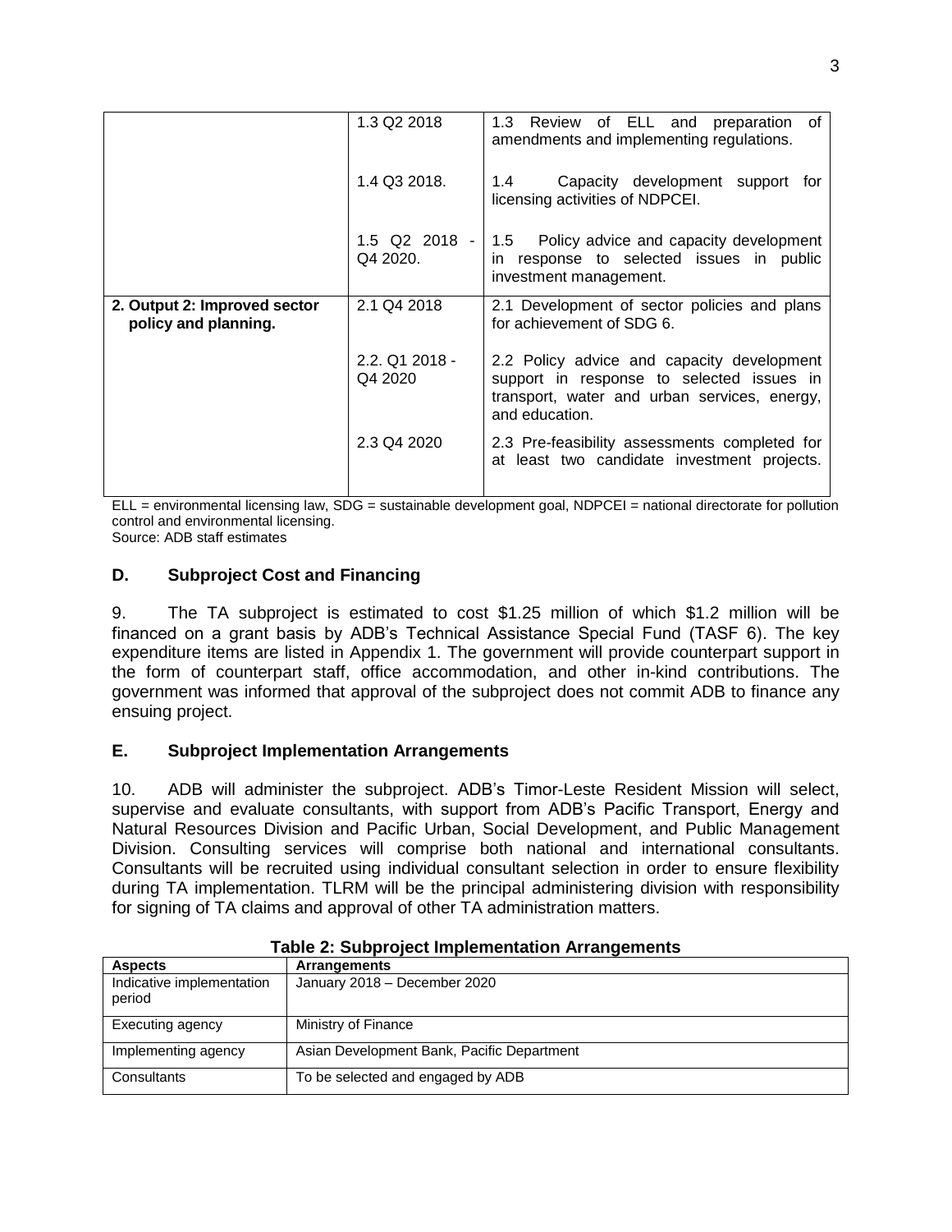|  | 1.3 Q2 2018 | 1.3 Review of ELL and preparation of amendments and implementing regulations. |
|---|---|---|
|  | 1.4 Q3 2018. | 1.4 Capacity development support for licensing activities of NDPCEI. |
|  | 1.5 Q2 2018 - Q4 2020. | 1.5 Policy advice and capacity development in response to selected issues in public investment management. |
| **2. Output 2: Improved sector policy and planning.** | 2.1 Q4 2018 | 2.1 Development of sector policies and plans for achievement of SDG 6. |
|  | 2.2. Q1 2018 - Q4 2020 | 2.2 Policy advice and capacity development support in response to selected issues in transport, water and urban services, energy, and education. |
|  | 2.3 Q4 2020 | 2.3 Pre-feasibility assessments completed for at least two candidate investment projects. |

ELL = environmental licensing law, SDG = sustainable development goal, NDPCEI = national directorate for pollution control and environmental licensing.
Source: ADB staff estimates

### D. Subproject Cost and Financing

9. The TA subproject is estimated to cost $1.25 million of which $1.2 million will be financed on a grant basis by ADB's Technical Assistance Special Fund (TASF 6). The key expenditure items are listed in Appendix 1. The government will provide counterpart support in the form of counterpart staff, office accommodation, and other in-kind contributions. The government was informed that approval of the subproject does not commit ADB to finance any ensuing project.

### E. Subproject Implementation Arrangements

10. ADB will administer the subproject. ADB's Timor-Leste Resident Mission will select, supervise and evaluate consultants, with support from ADB's Pacific Transport, Energy and Natural Resources Division and Pacific Urban, Social Development, and Public Management Division. Consulting services will comprise both national and international consultants. Consultants will be recruited using individual consultant selection in order to ensure flexibility during TA implementation. TLRM will be the principal administering division with responsibility for signing of TA claims and approval of other TA administration matters.

**Table 2: Subproject Implementation Arrangements**

| Aspects | Arrangements |
|---|---|
| Indicative implementation period | January 2018 – December 2020 |
| Executing agency | Ministry of Finance |
| Implementing agency | Asian Development Bank, Pacific Department |
| Consultants | To be selected and engaged by ADB |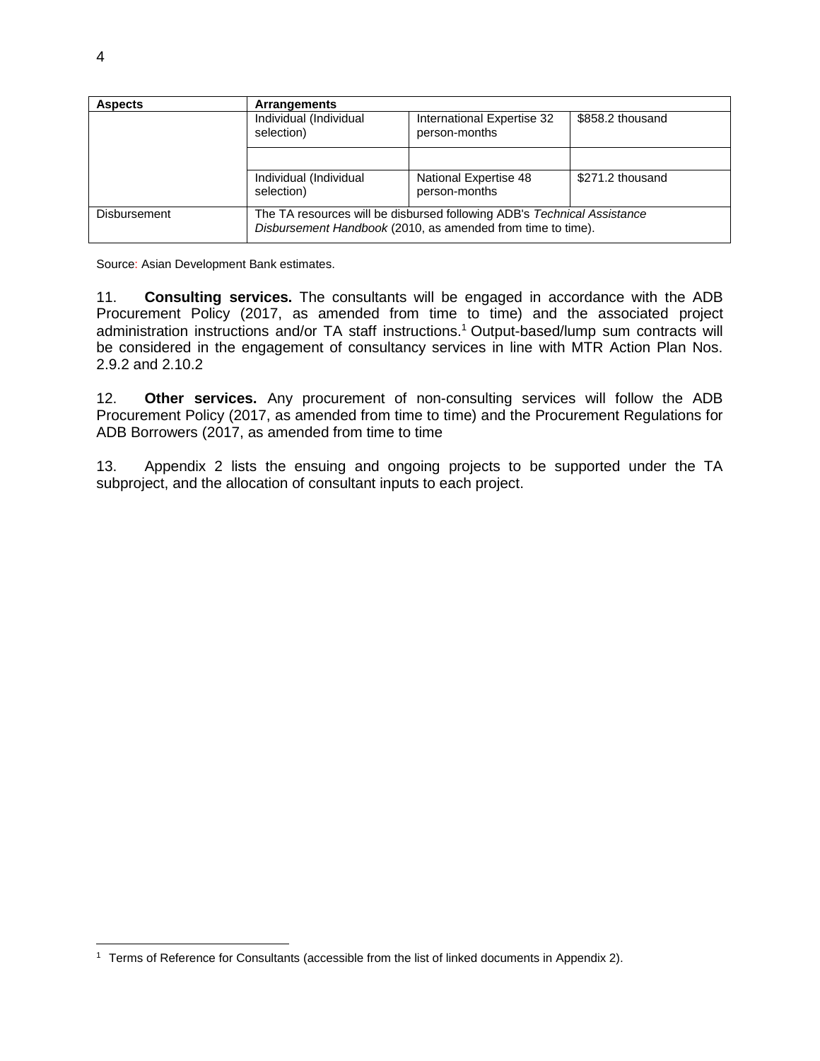| Aspects | Arrangements | | |
|---|---|---|---|
| | Individual (Individual selection) | International Expertise 32 person-months | $858.2 thousand |
| | | | |
| | Individual (Individual selection) | National Expertise 48 person-months | $271.2 thousand |
| Disbursement | The TA resources will be disbursed following ADB's *Technical Assistance Disbursement Handbook* (2010, as amended from time to time). | | |

Source: Asian Development Bank estimates.

11. **Consulting services.** The consultants will be engaged in accordance with the ADB Procurement Policy (2017, as amended from time to time) and the associated project administration instructions and/or TA staff instructions.[1] Output-based/lump sum contracts will be considered in the engagement of consultancy services in line with MTR Action Plan Nos. 2.9.2 and 2.10.2

12. **Other services.** Any procurement of non-consulting services will follow the ADB Procurement Policy (2017, as amended from time to time) and the Procurement Regulations for ADB Borrowers (2017, as amended from time to time

13. Appendix 2 lists the ensuing and ongoing projects to be supported under the TA subproject, and the allocation of consultant inputs to each project.

[1] Terms of Reference for Consultants (accessible from the list of linked documents in Appendix 2).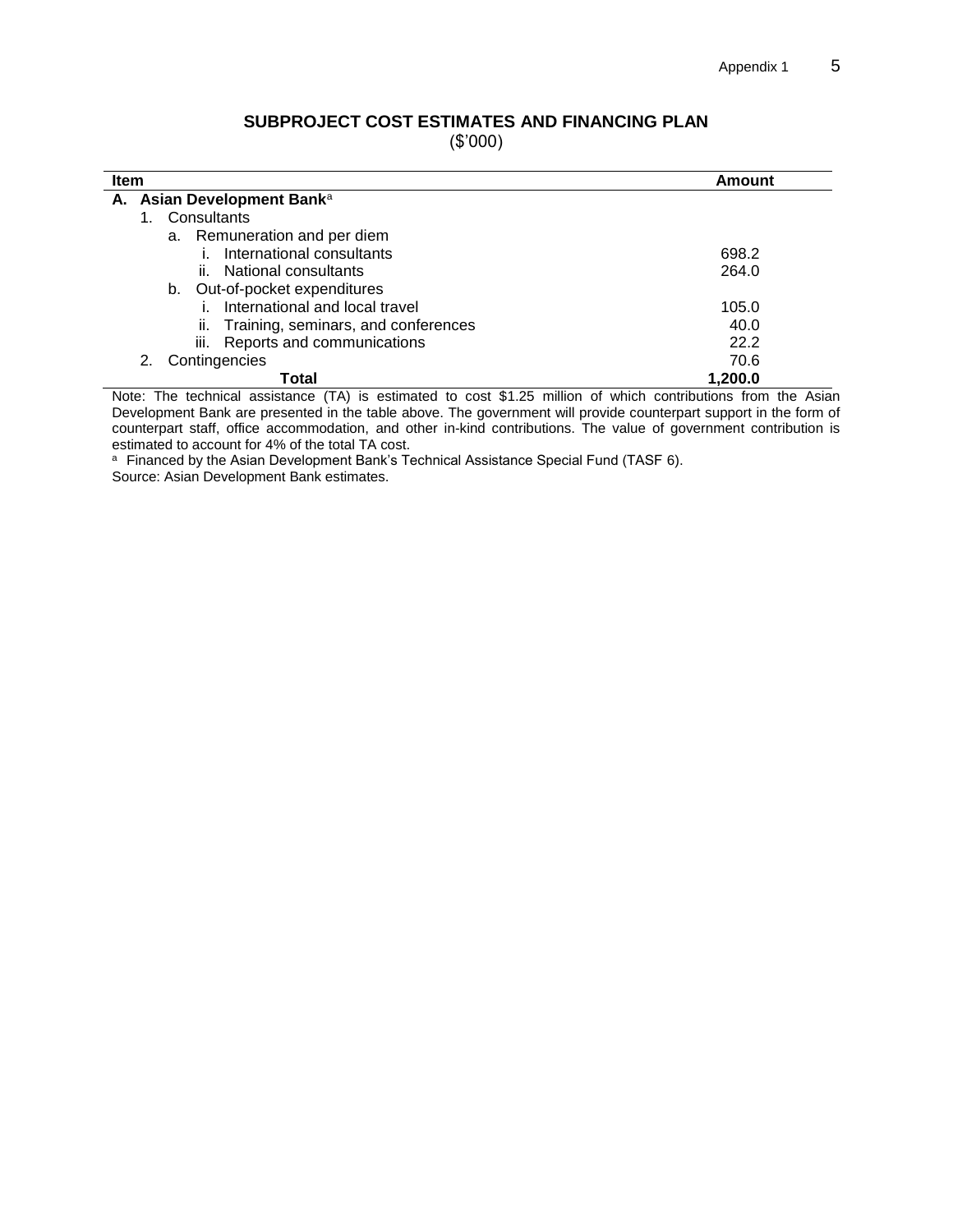## SUBPROJECT COST ESTIMATES AND FINANCING PLAN

($'000)

| Item | Amount |
|---|---|
| **A. Asian Development Bank**[a] | |
| 1. Consultants | |
| a. Remuneration and per diem | |
| i. International consultants | 698.2 |
| ii. National consultants | 264.0 |
| b. Out-of-pocket expenditures | |
| i. International and local travel | 105.0 |
| ii. Training, seminars, and conferences | 40.0 |
| iii. Reports and communications | 22.2 |
| 2. Contingencies | 70.6 |
| **Total** | **1,200.0** |

Note: The technical assistance (TA) is estimated to cost $1.25 million of which contributions from the Asian Development Bank are presented in the table above. The government will provide counterpart support in the form of counterpart staff, office accommodation, and other in-kind contributions. The value of government contribution is estimated to account for 4% of the total TA cost.

[a] Financed by the Asian Development Bank's Technical Assistance Special Fund (TASF 6).

Source: Asian Development Bank estimates.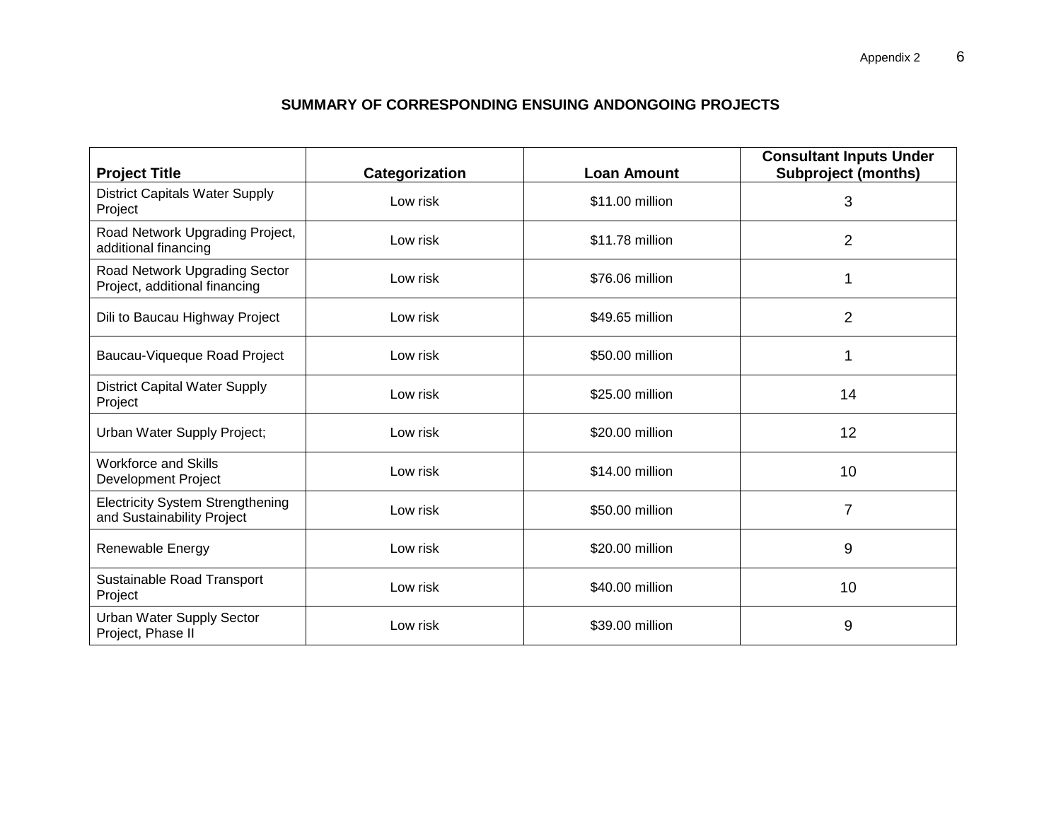## SUMMARY OF CORRESPONDING ENSUING ANDONGOING PROJECTS

| Project Title | Categorization | Loan Amount | Consultant Inputs Under Subproject (months) |
|---|---|---|---|
| District Capitals Water Supply Project | Low risk | $11.00 million | 3 |
| Road Network Upgrading Project, additional financing | Low risk | $11.78 million | 2 |
| Road Network Upgrading Sector Project, additional financing | Low risk | $76.06 million | 1 |
| Dili to Baucau Highway Project | Low risk | $49.65 million | 2 |
| Baucau-Viqueque Road Project | Low risk | $50.00 million | 1 |
| District Capital Water Supply Project | Low risk | $25.00 million | 14 |
| Urban Water Supply Project; | Low risk | $20.00 million | 12 |
| Workforce and Skills Development Project | Low risk | $14.00 million | 10 |
| Electricity System Strengthening and Sustainability Project | Low risk | $50.00 million | 7 |
| Renewable Energy | Low risk | $20.00 million | 9 |
| Sustainable Road Transport Project | Low risk | $40.00 million | 10 |
| Urban Water Supply Sector Project, Phase II | Low risk | $39.00 million | 9 |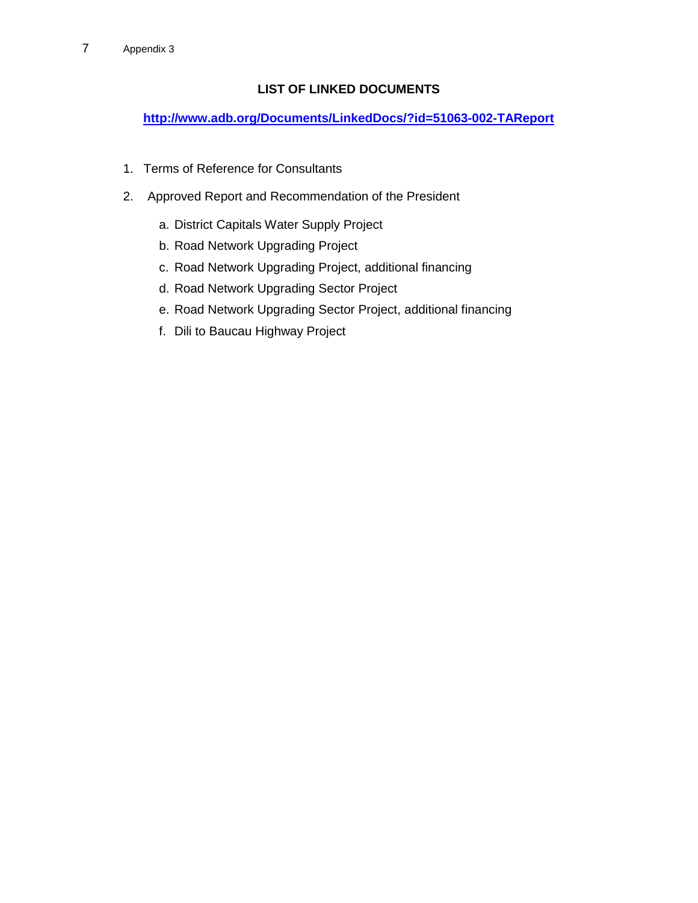## LIST OF LINKED DOCUMENTS

**http://www.adb.org/Documents/LinkedDocs/?id=51063-002-TAReport**

1. Terms of Reference for Consultants
2. Approved Report and Recommendation of the President
   a. District Capitals Water Supply Project
   b. Road Network Upgrading Project
   c. Road Network Upgrading Project, additional financing
   d. Road Network Upgrading Sector Project
   e. Road Network Upgrading Sector Project, additional financing
   f. Dili to Baucau Highway Project